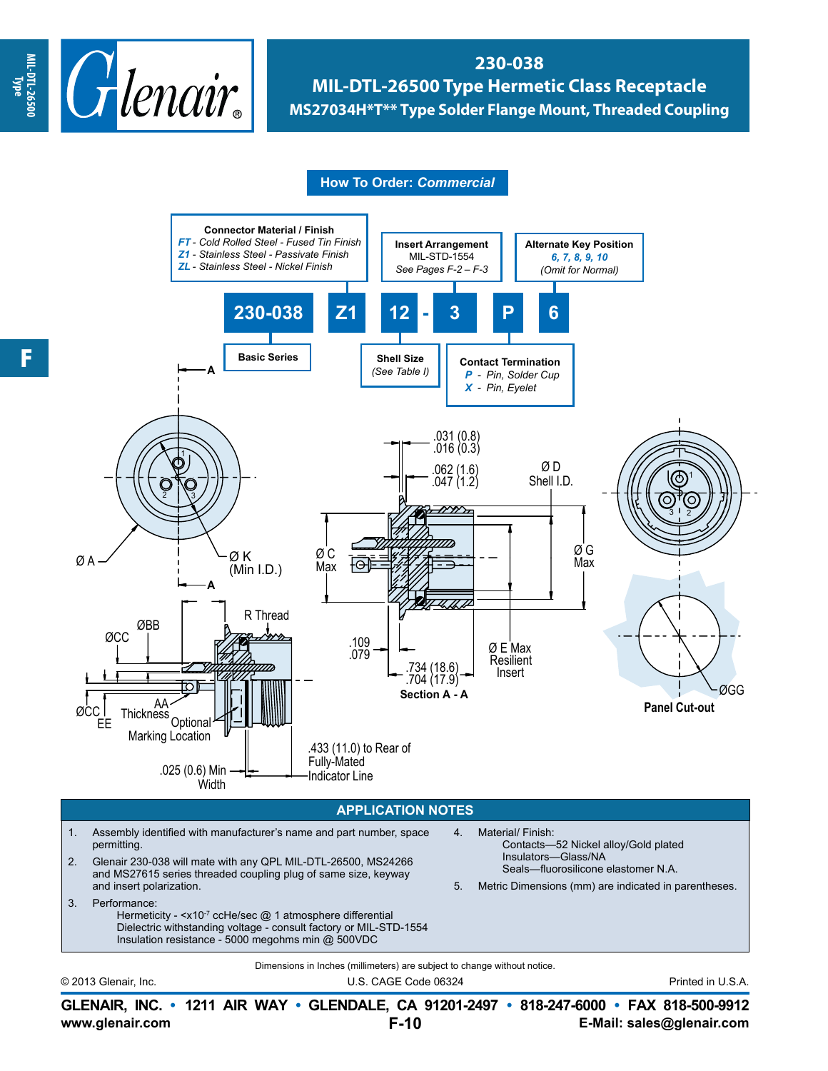# 230-038
## MIL-DTL-26500 Type Hermetic Class Receptacle
### MS27034H*T** Type Solder Flange Mount, Threaded Coupling

## How To Order: *Commercial*

**230-038 Z1 12 - 3 P 6**

- **Basic Series**: 230-038
- **Connector Material / Finish**
  - *FT* - *Cold Rolled Steel - Fused Tin Finish*
  - *Z1* - *Stainless Steel - Passivate Finish*
  - *ZL* - *Stainless Steel - Nickel Finish*
- **Shell Size** (*See Table I*)
- **Insert Arrangement**: MIL-STD-1554, *See Pages F-2 – F-3*
- **Contact Termination**
  - *P* - *Pin, Solder Cup*
  - *X* - *Pin, Eyelet*
- **Alternate Key Position**: *6, 7, 8, 9, 10* (*Omit for Normal*)

Drawing labels: Ø A; Ø K (Min I.D.); Ø C Max; Ø D Shell I.D.; Ø G Max; Ø E Max Resilient Insert; .031 (0.8) / .016 (0.3); .062 (1.6) / .047 (1.2); .109 / .079; .734 (18.6) / .704 (17.9); Section A - A; ØBB; ØCC; R Thread; AA Thickness; EE; Optional Marking Location; .025 (0.6) Min Width; .433 (11.0) to Rear of Fully-Mated Indicator Line; ØGG; Panel Cut-out

## APPLICATION NOTES

1. Assembly identified with manufacturer's name and part number, space permitting.
2. Glenair 230-038 will mate with any MIL-DTL-26500, MS24266 and MS27615 series threaded coupling plug of same size, keyway and insert polarization.
3. Performance:
   - Hermeticity - <x10$^{-7}$ ccHe/sec @ 1 atmosphere differential
   - Dielectric withstanding voltage - consult factory or MIL-STD-1554
   - Insulation resistance - 5000 megohms min @ 500VDC
4. Material/ Finish:
   - Contacts—52 Nickel alloy/Gold plated
   - Insulators—Glass/NA
   - Seals—fluorosilicone elastomer N.A.
5. Metric Dimensions (mm) are indicated in parentheses.

Dimensions in Inches (millimeters) are subject to change without notice.

© 2013 Glenair, Inc. U.S. CAGE Code 06324 Printed in U.S.A.

**GLENAIR, INC. • 1211 AIR WAY • GLENDALE, CA 91201-2497 • 818-247-6000 • FAX 818-500-9912**
**www.glenair.com** **E-Mail: sales@glenair.com**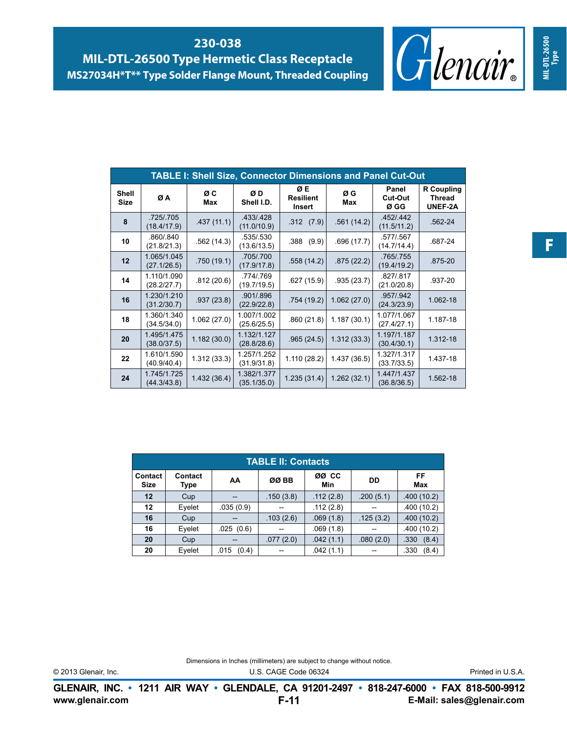# 230-038

## MIL-DTL-26500 Type Hermetic Class Receptacle

### MS27034H*T** Type Solder Flange Mount, Threaded Coupling

**TABLE I: Shell Size, Connector Dimensions and Panel Cut-Out**

| Shell Size | Ø A | Ø C Max | Ø D Shell I.D. | Ø E Resilient Insert | Ø G Max | Panel Cut-Out Ø GG | R Coupling Thread UNEF-2A |
|---|---|---|---|---|---|---|---|
| 8 | .725/.705 (18.4/17.9) | .437 (11.1) | .433/.428 (11.0/10.9) | .312 (7.9) | .561 (14.2) | .452/.442 (11.5/11.2) | .562-24 |
| 10 | .860/.840 (21.8/21.3) | .562 (14.3) | .535/.530 (13.6/13.5) | .388 (9.9) | .696 (17.7) | .577/.567 (14.7/14.4) | .687-24 |
| 12 | 1.065/1.045 (27.1/26.5) | .750 (19.1) | .705/.700 (17.9/17.8) | .558 (14.2) | .875 (22.2) | .765/.755 (19.4/19.2) | .875-20 |
| 14 | 1.110/1.090 (28.2/27.7) | .812 (20.6) | .774/.769 (19.7/19.5) | .627 (15.9) | .935 (23.7) | .827/.817 (21.0/20.8) | .937-20 |
| 16 | 1.230/1.210 (31.2/30.7) | .937 (23.8) | .901/.896 (22.9/22.8) | .754 (19.2) | 1.062 (27.0) | .957/.942 (24.3/23.9) | 1.062-18 |
| 18 | 1.360/1.340 (34.5/34.0) | 1.062 (27.0) | 1.007/1.002 (25.6/25.5) | .860 (21.8) | 1.187 (30.1) | 1.077/1.067 (27.4/27.1) | 1.187-18 |
| 20 | 1.495/1.475 (38.0/37.5) | 1.182 (30.0) | 1.132/1.127 (28.8/28.6) | .965 (24.5) | 1.312 (33.3) | 1.197/1.187 (30.4/30.1) | 1.312-18 |
| 22 | 1.610/1.590 (40.9/40.4) | 1.312 (33.3) | 1.257/1.252 (31.9/31.8) | 1.110 (28.2) | 1.437 (36.5) | 1.327/1.317 (33.7/33.5) | 1.437-18 |
| 24 | 1.745/1.725 (44.3/43.8) | 1.432 (36.4) | 1.382/1.377 (35.1/35.0) | 1.235 (31.4) | 1.262 (32.1) | 1.447/1.437 (36.8/36.5) | 1.562-18 |

**TABLE II: Contacts**

| Contact Size | Contact Type | AA | ØØ BB | ØØ CC Min | DD | FF Max |
|---|---|---|---|---|---|---|
| 12 | Cup | -- | .150 (3.8) | .112 (2.8) | .200 (5.1) | .400 (10.2) |
| 12 | Eyelet | .035 (0.9) | -- | .112 (2.8) | -- | .400 (10.2) |
| 16 | Cup | -- | .103 (2.6) | .069 (1.8) | .125 (3.2) | .400 (10.2) |
| 16 | Eyelet | .025 (0.6) | -- | .069 (1.8) | -- | .400 (10.2) |
| 20 | Cup | -- | .077 (2.0) | .042 (1.1) | .080 (2.0) | .330 (8.4) |
| 20 | Eyelet | .015 (0.4) | -- | .042 (1.1) | -- | .330 (8.4) |

Dimensions in Inches (millimeters) are subject to change without notice.

© 2013 Glenair, Inc. U.S. CAGE Code 06324 Printed in U.S.A.

**GLENAIR, INC. • 1211 AIR WAY • GLENDALE, CA 91201-2497 • 818-247-6000 • FAX 818-500-9912**

**www.glenair.com** **E-Mail: sales@glenair.com**